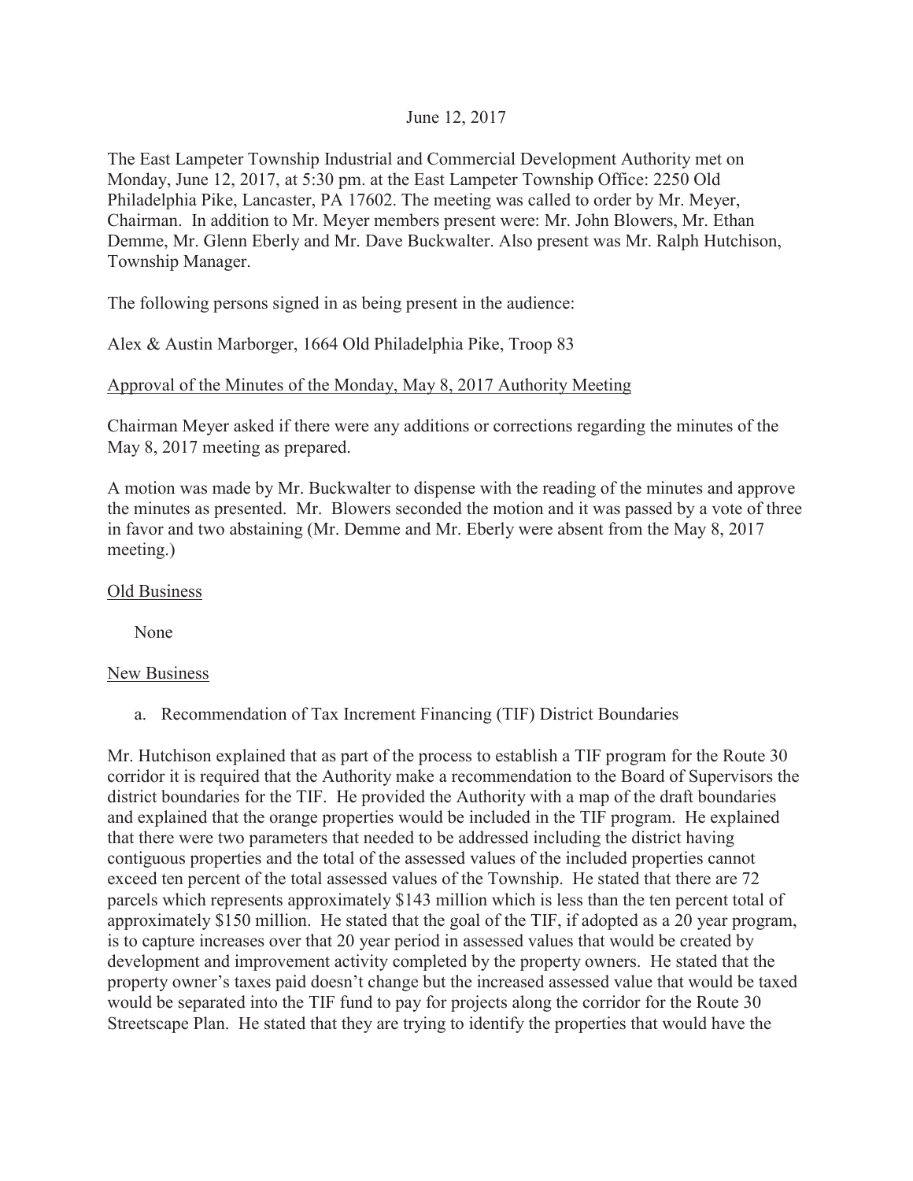June 12, 2017

The East Lampeter Township Industrial and Commercial Development Authority met on Monday, June 12, 2017, at 5:30 pm. at the East Lampeter Township Office: 2250 Old Philadelphia Pike, Lancaster, PA 17602. The meeting was called to order by Mr. Meyer, Chairman. In addition to Mr. Meyer members present were: Mr. John Blowers, Mr. Ethan Demme, Mr. Glenn Eberly and Mr. Dave Buckwalter. Also present was Mr. Ralph Hutchison, Township Manager.

The following persons signed in as being present in the audience:

Alex & Austin Marborger, 1664 Old Philadelphia Pike, Troop 83

Approval of the Minutes of the Monday, May 8, 2017 Authority Meeting

Chairman Meyer asked if there were any additions or corrections regarding the minutes of the May 8, 2017 meeting as prepared.

A motion was made by Mr. Buckwalter to dispense with the reading of the minutes and approve the minutes as presented. Mr. Blowers seconded the motion and it was passed by a vote of three in favor and two abstaining (Mr. Demme and Mr. Eberly were absent from the May 8, 2017 meeting.)

Old Business

None

New Business

a. Recommendation of Tax Increment Financing (TIF) District Boundaries

Mr. Hutchison explained that as part of the process to establish a TIF program for the Route 30 corridor it is required that the Authority make a recommendation to the Board of Supervisors the district boundaries for the TIF. He provided the Authority with a map of the draft boundaries and explained that the orange properties would be included in the TIF program. He explained that there were two parameters that needed to be addressed including the district having contiguous properties and the total of the assessed values of the included properties cannot exceed ten percent of the total assessed values of the Township. He stated that there are 72 parcels which represents approximately $143 million which is less than the ten percent total of approximately $150 million. He stated that the goal of the TIF, if adopted as a 20 year program, is to capture increases over that 20 year period in assessed values that would be created by development and improvement activity completed by the property owners. He stated that the property owner's taxes paid doesn't change but the increased assessed value that would be taxed would be separated into the TIF fund to pay for projects along the corridor for the Route 30 Streetscape Plan. He stated that they are trying to identify the properties that would have the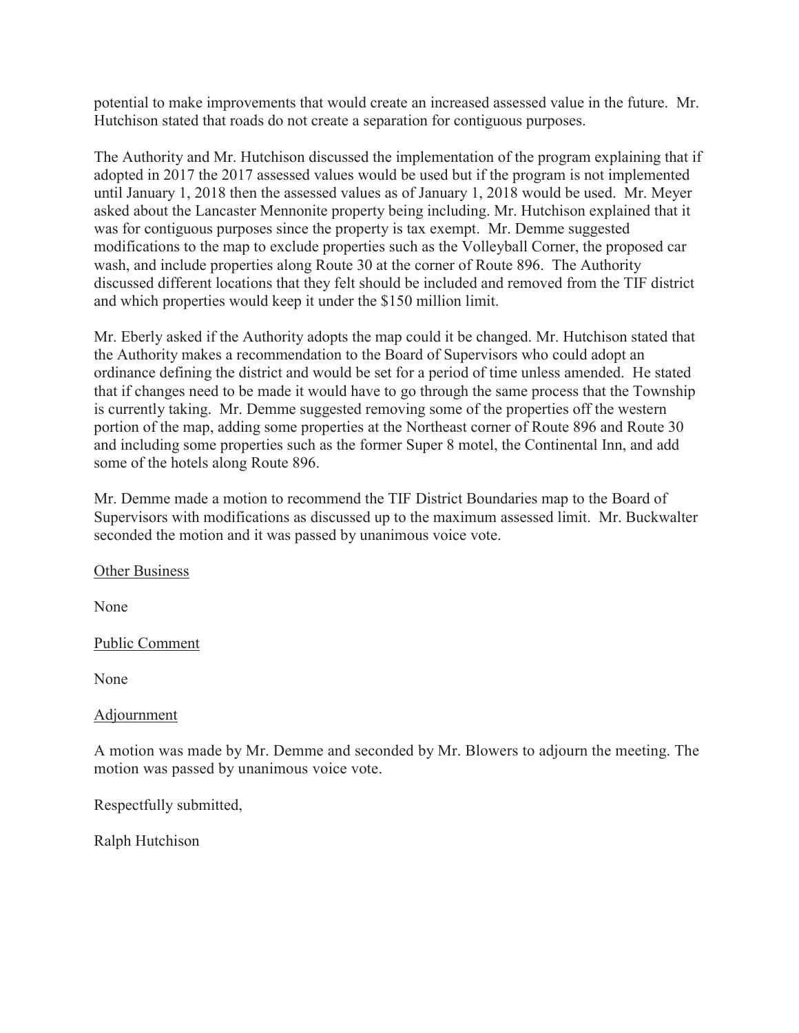potential to make improvements that would create an increased assessed value in the future. Mr. Hutchison stated that roads do not create a separation for contiguous purposes.

The Authority and Mr. Hutchison discussed the implementation of the program explaining that if adopted in 2017 the 2017 assessed values would be used but if the program is not implemented until January 1, 2018 then the assessed values as of January 1, 2018 would be used. Mr. Meyer asked about the Lancaster Mennonite property being including. Mr. Hutchison explained that it was for contiguous purposes since the property is tax exempt. Mr. Demme suggested modifications to the map to exclude properties such as the Volleyball Corner, the proposed car wash, and include properties along Route 30 at the corner of Route 896. The Authority discussed different locations that they felt should be included and removed from the TIF district and which properties would keep it under the $150 million limit.

Mr. Eberly asked if the Authority adopts the map could it be changed. Mr. Hutchison stated that the Authority makes a recommendation to the Board of Supervisors who could adopt an ordinance defining the district and would be set for a period of time unless amended. He stated that if changes need to be made it would have to go through the same process that the Township is currently taking. Mr. Demme suggested removing some of the properties off the western portion of the map, adding some properties at the Northeast corner of Route 896 and Route 30 and including some properties such as the former Super 8 motel, the Continental Inn, and add some of the hotels along Route 896.

Mr. Demme made a motion to recommend the TIF District Boundaries map to the Board of Supervisors with modifications as discussed up to the maximum assessed limit. Mr. Buckwalter seconded the motion and it was passed by unanimous voice vote.

<u>Other Business</u>

None

<u>Public Comment</u>

None

<u>Adjournment</u>

A motion was made by Mr. Demme and seconded by Mr. Blowers to adjourn the meeting. The motion was passed by unanimous voice vote.

Respectfully submitted,

Ralph Hutchison